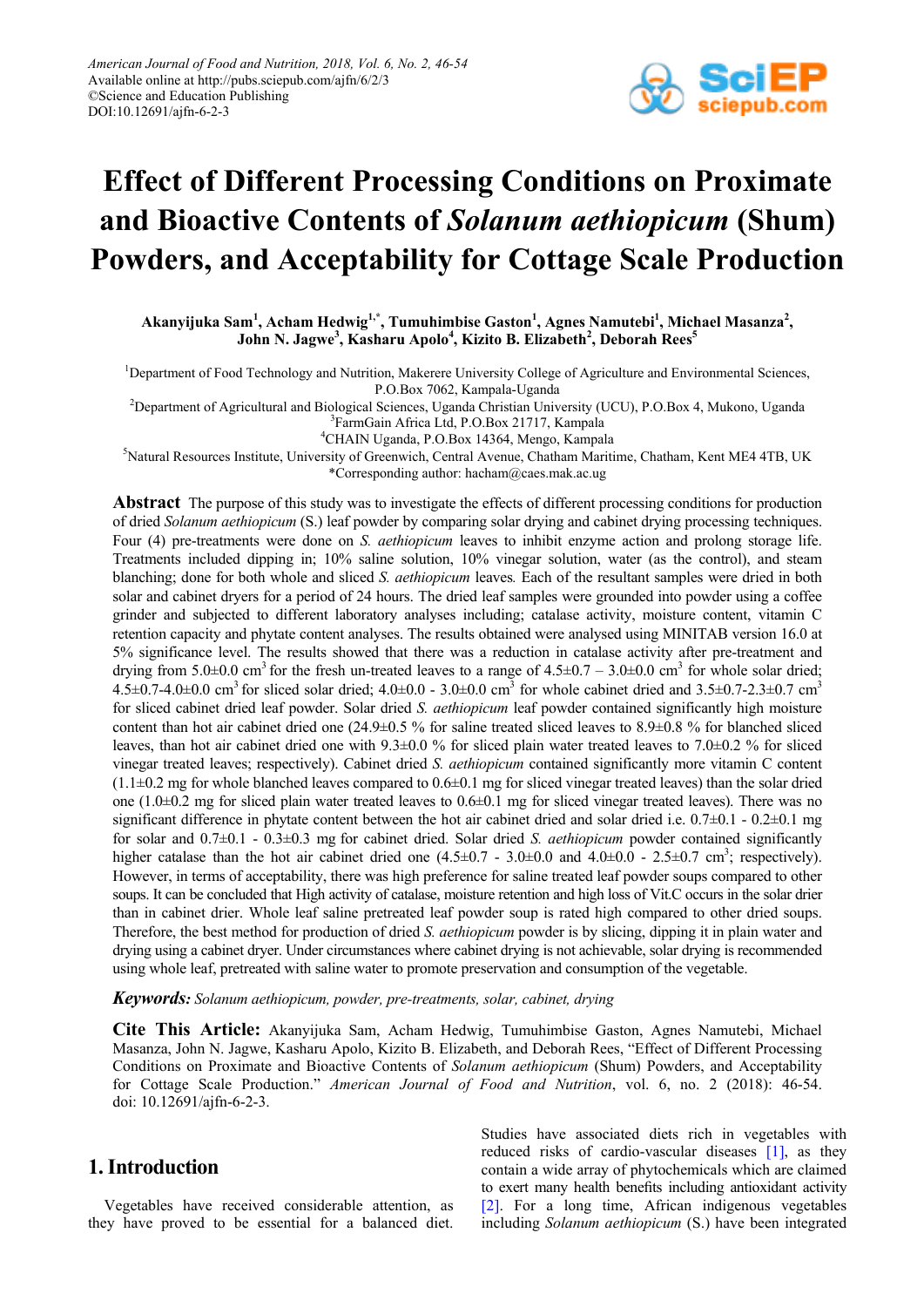# Effect of Different Processing Conditions on Proximate and Bioactive Contents of *Solanum aethiopicum* (Shum) Powders, and Acceptability for Cottage Scale Production

**Akanyijuka Sam[1], Acham Hedwig[1,*], Tumuhimbise Gaston[1], Agnes Namutebi[1], Michael Masanza[2], John N. Jagwe[3], Kasharu Apolo[4], Kizito B. Elizabeth[2], Deborah Rees[5]**

[1]Department of Food Technology and Nutrition, Makerere University College of Agriculture and Environmental Sciences, P.O.Box 7062, Kampala-Uganda

[2]Department of Agricultural and Biological Sciences, Uganda Christian University (UCU), P.O.Box 4, Mukono, Uganda

[3]FarmGain Africa Ltd, P.O.Box 21717, Kampala

[4]CHAIN Uganda, P.O.Box 14364, Mengo, Kampala

[5]Natural Resources Institute, University of Greenwich, Central Avenue, Chatham Maritime, Chatham, Kent ME4 4TB, UK

*Corresponding author: hacham@caes.mak.ac.ug

**Abstract** The purpose of this study was to investigate the effects of different processing conditions for production of dried *Solanum aethiopicum* (S.) leaf powder by comparing solar drying and cabinet drying processing techniques. Four (4) pre-treatments were done on *S. aethiopicum* leaves to inhibit enzyme action and prolong storage life. Treatments included dipping in; 10% saline solution, 10% vinegar solution, water (as the control), and steam blanching; done for both whole and sliced *S. aethiopicum* leaves. Each of the resultant samples were dried in both solar and cabinet dryers for a period of 24 hours. The dried leaf samples were grounded into powder using a coffee grinder and subjected to different laboratory analyses including; catalase activity, moisture content, vitamin C retention capacity and phytate content analyses. The results obtained were analysed using MINITAB version 16.0 at 5% significance level. The results showed that there was a reduction in catalase activity after pre-treatment and drying from 5.0±0.0 $cm^3$ for the fresh un-treated leaves to a range of 4.5±0.7 – 3.0±0.0 $cm^3$ for whole solar dried; 4.5±0.7-4.0±0.0 $cm^3$ for sliced solar dried; 4.0±0.0 - 3.0±0.0 $cm^3$ for whole cabinet dried and 3.5±0.7-2.3±0.7 $cm^3$ for sliced cabinet dried leaf powder. Solar dried *S. aethiopicum* leaf powder contained significantly high moisture content than hot air cabinet dried one (24.9±0.5 % for saline treated sliced leaves to 8.9±0.8 % for blanched sliced leaves, than hot air cabinet dried one with 9.3±0.0 % for sliced plain water treated leaves to 7.0±0.2 % for sliced vinegar treated leaves; respectively). Cabinet dried *S. aethiopicum* contained significantly more vitamin C content (1.1±0.2 mg for whole blanched leaves compared to 0.6±0.1 mg for sliced vinegar treated leaves) than the solar dried one (1.0±0.2 mg for sliced plain water treated leaves to 0.6±0.1 mg for sliced vinegar treated leaves). There was no significant difference in phytate content between the hot air cabinet dried and solar dried i.e. 0.7±0.1 - 0.2±0.1 mg for solar and 0.7±0.1 - 0.3±0.3 mg for cabinet dried. Solar dried *S. aethiopicum* powder contained significantly higher catalase than the hot air cabinet dried one (4.5±0.7 - 3.0±0.0 and 4.0±0.0 - 2.5±0.7 $cm^3$; respectively). However, in terms of acceptability, there was high preference for saline treated leaf powder soups compared to other soups. It can be concluded that High activity of catalase, moisture retention and high loss of Vit.C occurs in the solar drier than in cabinet drier. Whole leaf saline pretreated leaf powder soup is rated high compared to other dried soups. Therefore, the best method for production of dried *S. aethiopicum* powder is by slicing, dipping it in plain water and drying using a cabinet dryer. Under circumstances where cabinet drying is not achievable, solar drying is recommended using whole leaf, pretreated with saline water to promote preservation and consumption of the vegetable.

***Keywords:*** *Solanum aethiopicum, powder, pre-treatments, solar, cabinet, drying*

**Cite This Article:** Akanyijuka Sam, Acham Hedwig, Tumuhimbise Gaston, Agnes Namutebi, Michael Masanza, John N. Jagwe, Kasharu Apolo, Kizito B. Elizabeth, and Deborah Rees, "Effect of Different Processing Conditions on Proximate and Bioactive Contents of *Solanum aethiopicum* (Shum) Powders, and Acceptability for Cottage Scale Production." *American Journal of Food and Nutrition*, vol. 6, no. 2 (2018): 46-54. doi: 10.12691/ajfn-6-2-3.

## 1. Introduction

Vegetables have received considerable attention, as they have proved to be essential for a balanced diet. Studies have associated diets rich in vegetables with reduced risks of cardio-vascular diseases [1], as they contain a wide array of phytochemicals which are claimed to exert many health benefits including antioxidant activity [2]. For a long time, African indigenous vegetables including *Solanum aethiopicum* (S.) have been integrated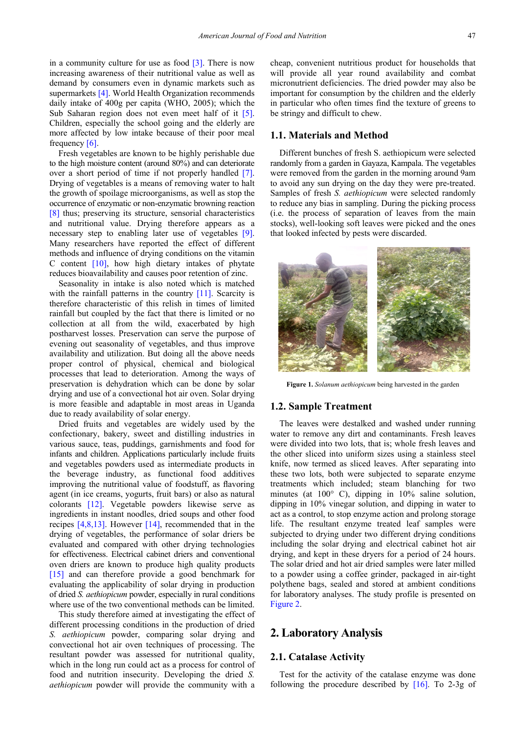in a community culture for use as food [3]. There is now increasing awareness of their nutritional value as well as demand by consumers even in dynamic markets such as supermarkets [4]. World Health Organization recommends daily intake of 400g per capita (WHO, 2005); which the Sub Saharan region does not even meet half of it [5]. Children, especially the school going and the elderly are more affected by low intake because of their poor meal frequency [6].

Fresh vegetables are known to be highly perishable due to the high moisture content (around 80%) and can deteriorate over a short period of time if not properly handled [7]. Drying of vegetables is a means of removing water to halt the growth of spoilage microorganisms, as well as stop the occurrence of enzymatic or non-enzymatic browning reaction [8] thus; preserving its structure, sensorial characteristics and nutritional value. Drying therefore appears as a necessary step to enabling later use of vegetables [9]. Many researchers have reported the effect of different methods and influence of drying conditions on the vitamin C content [10], how high dietary intakes of phytate reduces bioavailability and causes poor retention of zinc.

Seasonality in intake is also noted which is matched with the rainfall patterns in the country [11]. Scarcity is therefore characteristic of this relish in times of limited rainfall but coupled by the fact that there is limited or no collection at all from the wild, exacerbated by high postharvest losses. Preservation can serve the purpose of evening out seasonality of vegetables, and thus improve availability and utilization. But doing all the above needs proper control of physical, chemical and biological processes that lead to deterioration. Among the ways of preservation is dehydration which can be done by solar drying and use of a convectional hot air oven. Solar drying is more feasible and adaptable in most areas in Uganda due to ready availability of solar energy.

Dried fruits and vegetables are widely used by the confectionary, bakery, sweet and distilling industries in various sauce, teas, puddings, garnishments and food for infants and children. Applications particularly include fruits and vegetables powders used as intermediate products in the beverage industry, as functional food additives improving the nutritional value of foodstuff, as flavoring agent (in ice creams, yogurts, fruit bars) or also as natural colorants [12]. Vegetable powders likewise serve as ingredients in instant noodles, dried soups and other food recipes [4,8,13]. However [14], recommended that in the drying of vegetables, the performance of solar driers be evaluated and compared with other drying technologies for effectiveness. Electrical cabinet driers and conventional oven driers are known to produce high quality products [15] and can therefore provide a good benchmark for evaluating the applicability of solar drying in production of dried *S. aethiopicum* powder, especially in rural conditions where use of the two conventional methods can be limited.

This study therefore aimed at investigating the effect of different processing conditions in the production of dried *S. aethiopicum* powder, comparing solar drying and convectional hot air oven techniques of processing. The resultant powder was assessed for nutritional quality, which in the long run could act as a process for control of food and nutrition insecurity. Developing the dried *S. aethiopicum* powder will provide the community with a cheap, convenient nutritious product for households that will provide all year round availability and combat micronutrient deficiencies. The dried powder may also be important for consumption by the children and the elderly in particular who often times find the texture of greens to be stringy and difficult to chew.

## 1.1. Materials and Method

Different bunches of fresh S. aethiopicum were selected randomly from a garden in Gayaza, Kampala. The vegetables were removed from the garden in the morning around 9am to avoid any sun drying on the day they were pre-treated. Samples of fresh *S. aethiopicum* were selected randomly to reduce any bias in sampling. During the picking process (i.e. the process of separation of leaves from the main stocks), well-looking soft leaves were picked and the ones that looked infected by pests were discarded.

**Figure 1.** *Solanum aethiopicum* being harvested in the garden

## 1.2. Sample Treatment

The leaves were destalked and washed under running water to remove any dirt and contaminants. Fresh leaves were divided into two lots, that is; whole fresh leaves and the other sliced into uniform sizes using a stainless steel knife, now termed as sliced leaves. After separating into these two lots, both were subjected to separate enzyme treatments which included; steam blanching for two minutes (at 100° C), dipping in 10% saline solution, dipping in 10% vinegar solution, and dipping in water to act as a control, to stop enzyme action and prolong storage life. The resultant enzyme treated leaf samples were subjected to drying under two different drying conditions including the solar drying and electrical cabinet hot air drying, and kept in these dryers for a period of 24 hours. The solar dried and hot air dried samples were later milled to a powder using a coffee grinder, packaged in air-tight polythene bags, sealed and stored at ambient conditions for laboratory analyses. The study profile is presented on Figure 2.

# 2. Laboratory Analysis

## 2.1. Catalase Activity

Test for the activity of the catalase enzyme was done following the procedure described by [16]. To 2-3g of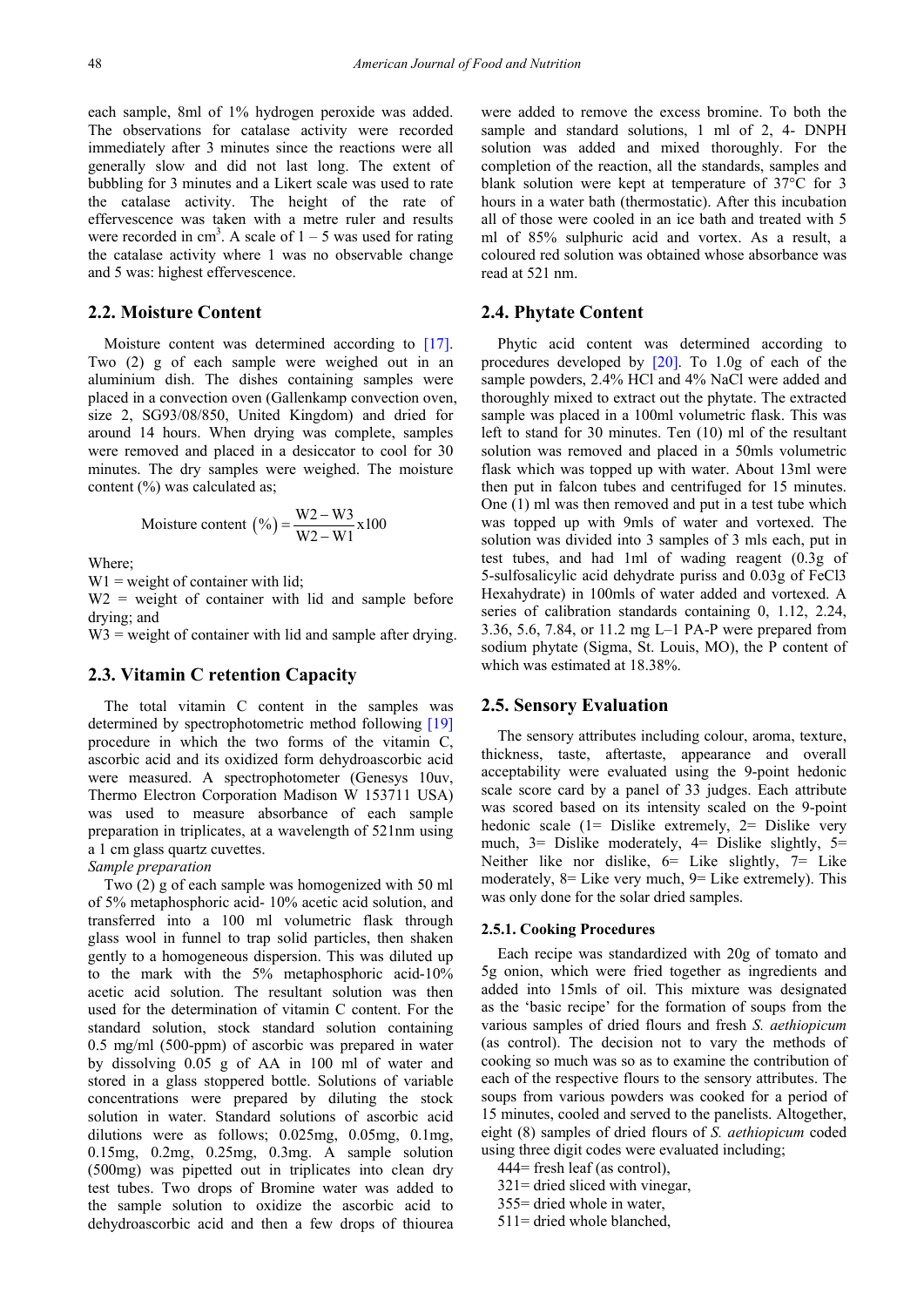each sample, 8ml of 1% hydrogen peroxide was added. The observations for catalase activity were recorded immediately after 3 minutes since the reactions were all generally slow and did not last long. The extent of bubbling for 3 minutes and a Likert scale was used to rate the catalase activity. The height of the rate of effervescence was taken with a metre ruler and results were recorded in $cm^3$. A scale of 1 – 5 was used for rating the catalase activity where 1 was no observable change and 5 was: highest effervescence.

## 2.2. Moisture Content

Moisture content was determined according to [17]. Two (2) g of each sample were weighed out in an aluminium dish. The dishes containing samples were placed in a convection oven (Gallenkamp convection oven, size 2, SG93/08/850, United Kingdom) and dried for around 14 hours. When drying was complete, samples were removed and placed in a desiccator to cool for 30 minutes. The dry samples were weighed. The moisture content (%) was calculated as;

$$\text{Moisture content } (\%) = \frac{W2 - W3}{W2 - W1} \text{x} 100$$

Where;

W1 = weight of container with lid;

W2 = weight of container with lid and sample before drying; and

W3 = weight of container with lid and sample after drying.

## 2.3. Vitamin C retention Capacity

The total vitamin C content in the samples was determined by spectrophotometric method following [19] procedure in which the two forms of the vitamin C, ascorbic acid and its oxidized form dehydroascorbic acid were measured. A spectrophotometer (Genesys 10uv, Thermo Electron Corporation Madison W 153711 USA) was used to measure absorbance of each sample preparation in triplicates, at a wavelength of 521nm using a 1 cm glass quartz cuvettes.

*Sample preparation*

Two (2) g of each sample was homogenized with 50 ml of 5% metaphosphoric acid- 10% acetic acid solution, and transferred into a 100 ml volumetric flask through glass wool in funnel to trap solid particles, then shaken gently to a homogeneous dispersion. This was diluted up to the mark with the 5% metaphosphoric acid-10% acetic acid solution. The resultant solution was then used for the determination of vitamin C content. For the standard solution, stock standard solution containing 0.5 mg/ml (500-ppm) of ascorbic was prepared in water by dissolving 0.05 g of AA in 100 ml of water and stored in a glass stoppered bottle. Solutions of variable concentrations were prepared by diluting the stock solution in water. Standard solutions of ascorbic acid dilutions were as follows; 0.025mg, 0.05mg, 0.1mg, 0.15mg, 0.2mg, 0.25mg, 0.3mg. A sample solution (500mg) was pipetted out in triplicates into clean dry test tubes. Two drops of Bromine water was added to the sample solution to oxidize the ascorbic acid to dehydroascorbic acid and then a few drops of thiourea were added to remove the excess bromine. To both the sample and standard solutions, 1 ml of 2, 4- DNPH solution was added and mixed thoroughly. For the completion of the reaction, all the standards, samples and blank solution were kept at temperature of 37°C for 3 hours in a water bath (thermostatic). After this incubation all of those were cooled in an ice bath and treated with 5 ml of 85% sulphuric acid and vortex. As a result, a coloured red solution was obtained whose absorbance was read at 521 nm.

## 2.4. Phytate Content

Phytic acid content was determined according to procedures developed by [20]. To 1.0g of each of the sample powders, 2.4% HCl and 4% NaCl were added and thoroughly mixed to extract out the phytate. The extracted sample was placed in a 100ml volumetric flask. This was left to stand for 30 minutes. Ten (10) ml of the resultant solution was removed and placed in a 50mls volumetric flask which was topped up with water. About 13ml were then put in falcon tubes and centrifuged for 15 minutes. One (1) ml was then removed and put in a test tube which was topped up with 9mls of water and vortexed. The solution was divided into 3 samples of 3 mls each, put in test tubes, and had 1ml of wading reagent (0.3g of 5-sulfosalicylic acid dehydrate puriss and 0.03g of $FeCl_3$ Hexahydrate) in 100mls of water added and vortexed. A series of calibration standards containing 0, 1.12, 2.24, 3.36, 5.6, 7.84, or 11.2 mg $L^{-1}$ PA-P were prepared from sodium phytate (Sigma, St. Louis, MO), the P content of which was estimated at 18.38%.

## 2.5. Sensory Evaluation

The sensory attributes including colour, aroma, texture, thickness, taste, aftertaste, appearance and overall acceptability were evaluated using the 9-point hedonic scale score card by a panel of 33 judges. Each attribute was scored based on its intensity scaled on the 9-point hedonic scale (1= Dislike extremely, 2= Dislike very much, 3= Dislike moderately, 4= Dislike slightly, 5= Neither like nor dislike, 6= Like slightly, 7= Like moderately, 8= Like very much, 9= Like extremely). This was only done for the solar dried samples.

### 2.5.1. Cooking Procedures

Each recipe was standardized with 20g of tomato and 5g onion, which were fried together as ingredients and added into 15mls of oil. This mixture was designated as the 'basic recipe' for the formation of soups from the various samples of dried flours and fresh *S. aethiopicum* (as control). The decision not to vary the methods of cooking so much was so as to examine the contribution of each of the respective flours to the sensory attributes. The soups from various powders was cooked for a period of 15 minutes, cooled and served to the panelists. Altogether, eight (8) samples of dried flours of *S. aethiopicum* coded using three digit codes were evaluated including;

444= fresh leaf (as control),

321= dried sliced with vinegar,

355= dried whole in water,

511= dried whole blanched,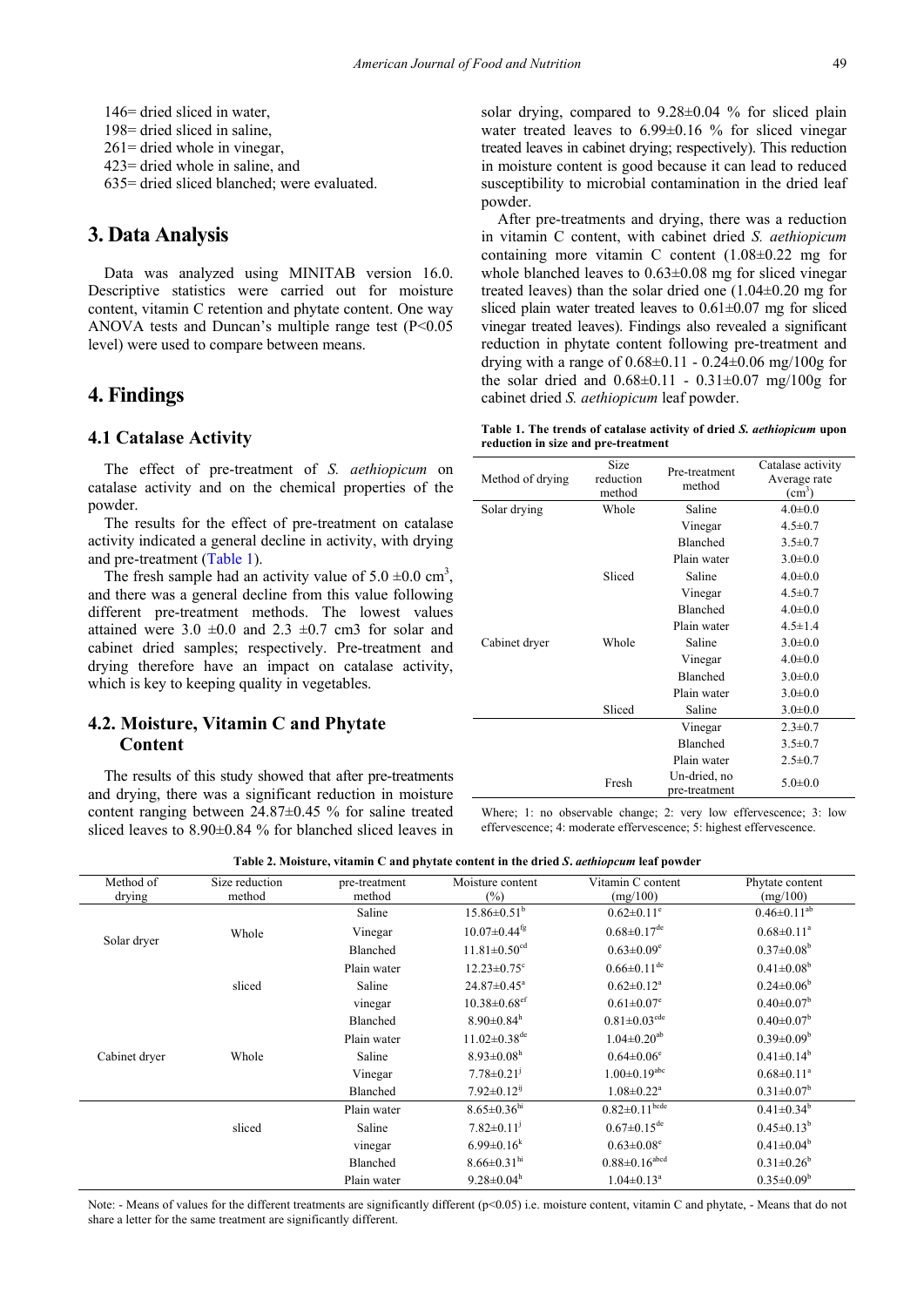146= dried sliced in water,
198= dried sliced in saline,
261= dried whole in vinegar,
423= dried whole in saline, and
635= dried sliced blanched; were evaluated.

## 3. Data Analysis

Data was analyzed using MINITAB version 16.0. Descriptive statistics were carried out for moisture content, vitamin C retention and phytate content. One way ANOVA tests and Duncan's multiple range test ($P<0.05$ level) were used to compare between means.

## 4. Findings

### 4.1 Catalase Activity

The effect of pre-treatment of *S. aethiopicum* on catalase activity and on the chemical properties of the powder.

The results for the effect of pre-treatment on catalase activity indicated a general decline in activity, with drying and pre-treatment (Table 1).

The fresh sample had an activity value of 5.0 ±0.0 $cm^3$, and there was a general decline from this value following different pre-treatment methods. The lowest values attained were 3.0 ±0.0 and 2.3 ±0.7 cm3 for solar and cabinet dried samples; respectively. Pre-treatment and drying therefore have an impact on catalase activity, which is key to keeping quality in vegetables.

### 4.2. Moisture, Vitamin C and Phytate Content

The results of this study showed that after pre-treatments and drying, there was a significant reduction in moisture content ranging between 24.87±0.45 % for saline treated sliced leaves to 8.90±0.84 % for blanched sliced leaves in solar drying, compared to 9.28±0.04 % for sliced plain water treated leaves to 6.99±0.16 % for sliced vinegar treated leaves in cabinet drying; respectively). This reduction in moisture content is good because it can lead to reduced susceptibility to microbial contamination in the dried leaf powder.

After pre-treatments and drying, there was a reduction in vitamin C content, with cabinet dried *S. aethiopicum* containing more vitamin C content (1.08±0.22 mg for whole blanched leaves to 0.63±0.08 mg for sliced vinegar treated leaves) than the solar dried one (1.04±0.20 mg for sliced plain water treated leaves to 0.61±0.07 mg for sliced vinegar treated leaves). Findings also revealed a significant reduction in phytate content following pre-treatment and drying with a range of 0.68±0.11 - 0.24±0.06 mg/100g for the solar dried and 0.68±0.11 - 0.31±0.07 mg/100g for cabinet dried *S. aethiopicum* leaf powder.

**Table 1. The trends of catalase activity of dried *S. aethiopicum* upon reduction in size and pre-treatment**

| Method of drying | Size reduction method | Pre-treatment method | Catalase activity Average rate ($cm^3$) |
|---|---|---|---|
| Solar drying | Whole | Saline | 4.0±0.0 |
| | | Vinegar | 4.5±0.7 |
| | | Blanched | 3.5±0.7 |
| | | Plain water | 3.0±0.0 |
| | Sliced | Saline | 4.0±0.0 |
| | | Vinegar | 4.5±0.7 |
| | | Blanched | 4.0±0.0 |
| | | Plain water | 4.5±1.4 |
| Cabinet dryer | Whole | Saline | 3.0±0.0 |
| | | Vinegar | 4.0±0.0 |
| | | Blanched | 3.0±0.0 |
| | | Plain water | 3.0±0.0 |
| | Sliced | Saline | 3.0±0.0 |
| | | Vinegar | 2.3±0.7 |
| | | Blanched | 3.5±0.7 |
| | | Plain water | 2.5±0.7 |
| | Fresh | Un-dried, no pre-treatment | 5.0±0.0 |

Where; 1: no observable change; 2: very low effervescence; 3: low effervescence; 4: moderate effervescence; 5: highest effervescence.

**Table 2. Moisture, vitamin C and phytate content in the dried *S. aethiopcum* leaf powder**

| Method of drying | Size reduction method | pre-treatment method | Moisture content (%) | Vitamin C content (mg/100) | Phytate content (mg/100) |
|---|---|---|---|---|---|
| Solar dryer | Whole | Saline | $15.86±0.51^{b}$ | $0.62±0.11^{e}$ | $0.46±0.11^{ab}$ |
| | | Vinegar | $10.07±0.44^{fg}$ | $0.68±0.17^{de}$ | $0.68±0.11^{a}$ |
| | | Blanched | $11.81±0.50^{cd}$ | $0.63±0.09^{e}$ | $0.37±0.08^{b}$ |
| | | Plain water | $12.23±0.75^{c}$ | $0.66±0.11^{de}$ | $0.41±0.08^{b}$ |
| | sliced | Saline | $24.87±0.45^{a}$ | $0.62±0.12^{a}$ | $0.24±0.06^{b}$ |
| | | vinegar | $10.38±0.68^{ef}$ | $0.61±0.07^{e}$ | $0.40±0.07^{b}$ |
| | | Blanched | $8.90±0.84^{h}$ | $0.81±0.03^{cde}$ | $0.40±0.07^{b}$ |
| | | Plain water | $11.02±0.38^{de}$ | $1.04±0.20^{ab}$ | $0.39±0.09^{b}$ |
| Cabinet dryer | Whole | Saline | $8.93±0.08^{h}$ | $0.64±0.06^{e}$ | $0.41±0.14^{b}$ |
| | | Vinegar | $7.78±0.21^{j}$ | $1.00±0.19^{abc}$ | $0.68±0.11^{a}$ |
| | | Blanched | $7.92±0.12^{ij}$ | $1.08±0.22^{a}$ | $0.31±0.07^{b}$ |
| | | Plain water | $8.65±0.36^{hi}$ | $0.82±0.11^{bcde}$ | $0.41±0.34^{b}$ |
| | sliced | Saline | $7.82±0.11^{j}$ | $0.67±0.15^{de}$ | $0.45±0.13^{b}$ |
| | | vinegar | $6.99±0.16^{k}$ | $0.63±0.08^{e}$ | $0.41±0.04^{b}$ |
| | | Blanched | $8.66±0.31^{hi}$ | $0.88±0.16^{abcd}$ | $0.31±0.26^{b}$ |
| | | Plain water | $9.28±0.04^{h}$ | $1.04±0.13^{a}$ | $0.35±0.09^{b}$ |

Note: - Means of values for the different treatments are significantly different ($p<0.05$) i.e. moisture content, vitamin C and phytate, - Means that do not share a letter for the same treatment are significantly different.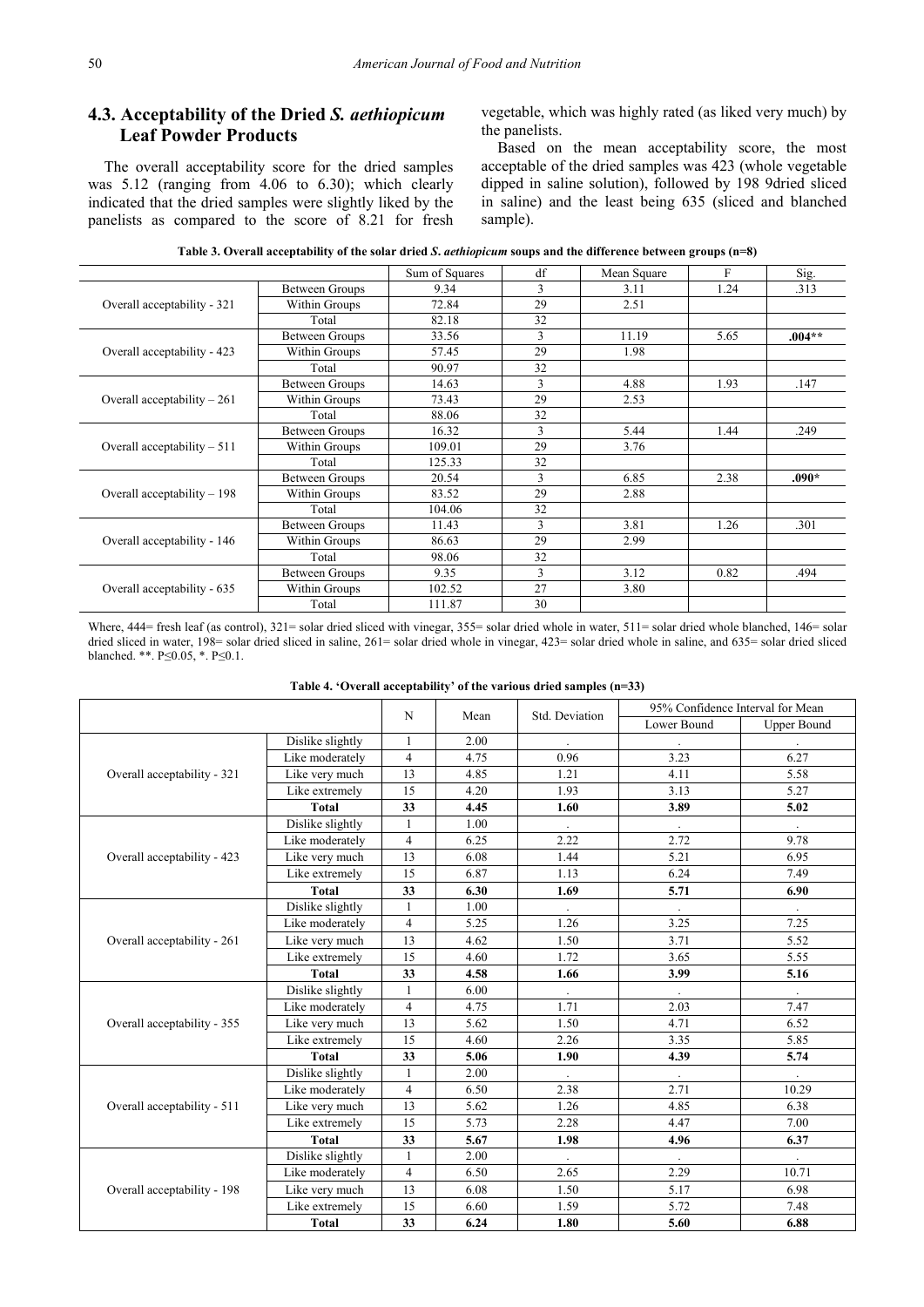### 4.3. Acceptability of the Dried *S. aethiopicum* Leaf Powder Products

The overall acceptability score for the dried samples was 5.12 (ranging from 4.06 to 6.30); which clearly indicated that the dried samples were slightly liked by the panelists as compared to the score of 8.21 for fresh vegetable, which was highly rated (as liked very much) by the panelists.

Based on the mean acceptability score, the most acceptable of the dried samples was 423 (whole vegetable dipped in saline solution), followed by 198 9dried sliced in saline) and the least being 635 (sliced and blanched sample).

**Table 3. Overall acceptability of the solar dried *S. aethiopicum* soups and the difference between groups (n=8)**

| | | Sum of Squares | df | Mean Square | F | Sig. |
|---|---|---|---|---|---|---|
| Overall acceptability - 321 | Between Groups | 9.34 | 3 | 3.11 | 1.24 | .313 |
| | Within Groups | 72.84 | 29 | 2.51 | | |
| | Total | 82.18 | 32 | | | |
| Overall acceptability - 423 | Between Groups | 33.56 | 3 | 11.19 | 5.65 | **.004\*\*** |
| | Within Groups | 57.45 | 29 | 1.98 | | |
| | Total | 90.97 | 32 | | | |
| Overall acceptability – 261 | Between Groups | 14.63 | 3 | 4.88 | 1.93 | .147 |
| | Within Groups | 73.43 | 29 | 2.53 | | |
| | Total | 88.06 | 32 | | | |
| Overall acceptability – 511 | Between Groups | 16.32 | 3 | 5.44 | 1.44 | .249 |
| | Within Groups | 109.01 | 29 | 3.76 | | |
| | Total | 125.33 | 32 | | | |
| Overall acceptability – 198 | Between Groups | 20.54 | 3 | 6.85 | 2.38 | **.090\*** |
| | Within Groups | 83.52 | 29 | 2.88 | | |
| | Total | 104.06 | 32 | | | |
| Overall acceptability - 146 | Between Groups | 11.43 | 3 | 3.81 | 1.26 | .301 |
| | Within Groups | 86.63 | 29 | 2.99 | | |
| | Total | 98.06 | 32 | | | |
| Overall acceptability - 635 | Between Groups | 9.35 | 3 | 3.12 | 0.82 | .494 |
| | Within Groups | 102.52 | 27 | 3.80 | | |
| | Total | 111.87 | 30 | | | |

Where, 444= fresh leaf (as control), 321= solar dried sliced with vinegar, 355= solar dried whole in water, 511= solar dried whole blanched, 146= solar dried sliced in water, 198= solar dried sliced in saline, 261= solar dried whole in vinegar, 423= solar dried whole in saline, and 635= solar dried sliced blanched. \*\*. P≤0.05, \*. P≤0.1.

**Table 4. 'Overall acceptability' of the various dried samples (n=33)**

| | | N | Mean | Std. Deviation | 95% Confidence Interval for Mean | |
|---|---|---|---|---|---|---|
| | | | | | Lower Bound | Upper Bound |
| Overall acceptability - 321 | Dislike slightly | 1 | 2.00 | . | . | . |
| | Like moderately | 4 | 4.75 | 0.96 | 3.23 | 6.27 |
| | Like very much | 13 | 4.85 | 1.21 | 4.11 | 5.58 |
| | Like extremely | 15 | 4.20 | 1.93 | 3.13 | 5.27 |
| | **Total** | **33** | **4.45** | **1.60** | **3.89** | **5.02** |
| Overall acceptability - 423 | Dislike slightly | 1 | 1.00 | . | . | . |
| | Like moderately | 4 | 6.25 | 2.22 | 2.72 | 9.78 |
| | Like very much | 13 | 6.08 | 1.44 | 5.21 | 6.95 |
| | Like extremely | 15 | 6.87 | 1.13 | 6.24 | 7.49 |
| | **Total** | **33** | **6.30** | **1.69** | **5.71** | **6.90** |
| Overall acceptability - 261 | Dislike slightly | 1 | 1.00 | . | . | . |
| | Like moderately | 4 | 5.25 | 1.26 | 3.25 | 7.25 |
| | Like very much | 13 | 4.62 | 1.50 | 3.71 | 5.52 |
| | Like extremely | 15 | 4.60 | 1.72 | 3.65 | 5.55 |
| | **Total** | **33** | **4.58** | **1.66** | **3.99** | **5.16** |
| Overall acceptability - 355 | Dislike slightly | 1 | 6.00 | . | . | . |
| | Like moderately | 4 | 4.75 | 1.71 | 2.03 | 7.47 |
| | Like very much | 13 | 5.62 | 1.50 | 4.71 | 6.52 |
| | Like extremely | 15 | 4.60 | 2.26 | 3.35 | 5.85 |
| | **Total** | **33** | **5.06** | **1.90** | **4.39** | **5.74** |
| Overall acceptability - 511 | Dislike slightly | 1 | 2.00 | . | . | . |
| | Like moderately | 4 | 6.50 | 2.38 | 2.71 | 10.29 |
| | Like very much | 13 | 5.62 | 1.26 | 4.85 | 6.38 |
| | Like extremely | 15 | 5.73 | 2.28 | 4.47 | 7.00 |
| | **Total** | **33** | **5.67** | **1.98** | **4.96** | **6.37** |
| Overall acceptability - 198 | Dislike slightly | 1 | 2.00 | . | . | . |
| | Like moderately | 4 | 6.50 | 2.65 | 2.29 | 10.71 |
| | Like very much | 13 | 6.08 | 1.50 | 5.17 | 6.98 |
| | Like extremely | 15 | 6.60 | 1.59 | 5.72 | 7.48 |
| | **Total** | **33** | **6.24** | **1.80** | **5.60** | **6.88** |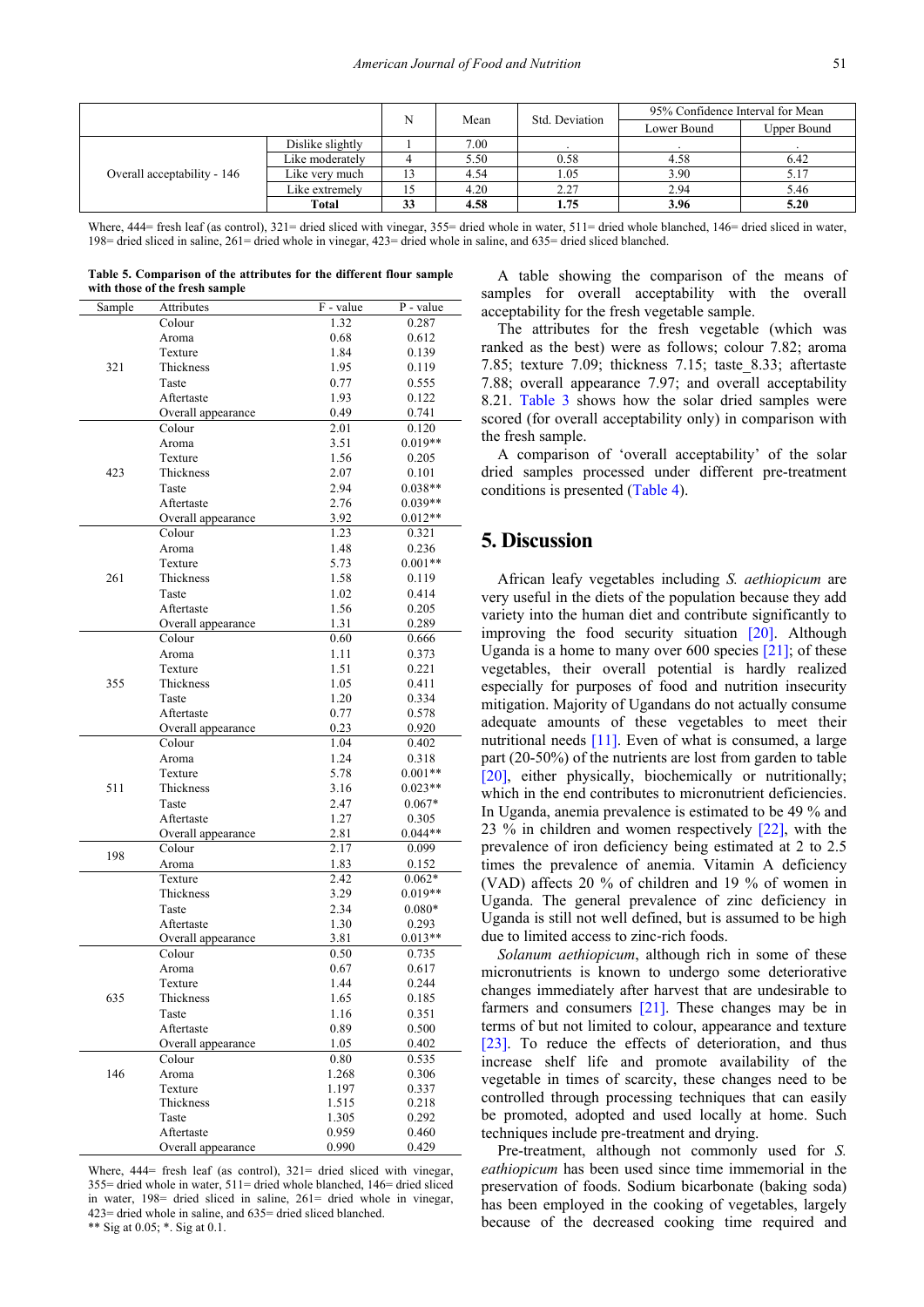| | | N | Mean | Std. Deviation | 95% Confidence Interval for Mean | |
|---|---|---|---|---|---|---|
| | | | | | Lower Bound | Upper Bound |
| Overall acceptability - 146 | Dislike slightly | 1 | 7.00 | . | . | . |
| | Like moderately | 4 | 5.50 | 0.58 | 4.58 | 6.42 |
| | Like very much | 13 | 4.54 | 1.05 | 3.90 | 5.17 |
| | Like extremely | 15 | 4.20 | 2.27 | 2.94 | 5.46 |
| | **Total** | **33** | **4.58** | **1.75** | **3.96** | **5.20** |

Where, 444= fresh leaf (as control), 321= dried sliced with vinegar, 355= dried whole in water, 511= dried whole blanched, 146= dried sliced in water, 198= dried sliced in saline, 261= dried whole in vinegar, 423= dried whole in saline, and 635= dried sliced blanched.

**Table 5. Comparison of the attributes for the different flour sample with those of the fresh sample**

| Sample | Attributes | F - value | P - value |
|---|---|---|---|
| 321 | Colour | 1.32 | 0.287 |
| | Aroma | 0.68 | 0.612 |
| | Texture | 1.84 | 0.139 |
| | Thickness | 1.95 | 0.119 |
| | Taste | 0.77 | 0.555 |
| | Aftertaste | 1.93 | 0.122 |
| | Overall appearance | 0.49 | 0.741 |
| 423 | Colour | 2.01 | 0.120 |
| | Aroma | 3.51 | 0.019** |
| | Texture | 1.56 | 0.205 |
| | Thickness | 2.07 | 0.101 |
| | Taste | 2.94 | 0.038** |
| | Aftertaste | 2.76 | 0.039** |
| | Overall appearance | 3.92 | 0.012** |
| 261 | Colour | 1.23 | 0.321 |
| | Aroma | 1.48 | 0.236 |
| | Texture | 5.73 | 0.001** |
| | Thickness | 1.58 | 0.119 |
| | Taste | 1.02 | 0.414 |
| | Aftertaste | 1.56 | 0.205 |
| | Overall appearance | 1.31 | 0.289 |
| 355 | Colour | 0.60 | 0.666 |
| | Aroma | 1.11 | 0.373 |
| | Texture | 1.51 | 0.221 |
| | Thickness | 1.05 | 0.411 |
| | Taste | 1.20 | 0.334 |
| | Aftertaste | 0.77 | 0.578 |
| | Overall appearance | 0.23 | 0.920 |
| 511 | Colour | 1.04 | 0.402 |
| | Aroma | 1.24 | 0.318 |
| | Texture | 5.78 | 0.001** |
| | Thickness | 3.16 | 0.023** |
| | Taste | 2.47 | 0.067* |
| | Aftertaste | 1.27 | 0.305 |
| | Overall appearance | 2.81 | 0.044** |
| 198 | Colour | 2.17 | 0.099 |
| | Aroma | 1.83 | 0.152 |
| | Texture | 2.42 | 0.062* |
| | Thickness | 3.29 | 0.019** |
| | Taste | 2.34 | 0.080* |
| | Aftertaste | 1.30 | 0.293 |
| | Overall appearance | 3.81 | 0.013** |
| 635 | Colour | 0.50 | 0.735 |
| | Aroma | 0.67 | 0.617 |
| | Texture | 1.44 | 0.244 |
| | Thickness | 1.65 | 0.185 |
| | Taste | 1.16 | 0.351 |
| | Aftertaste | 0.89 | 0.500 |
| | Overall appearance | 1.05 | 0.402 |
| 146 | Colour | 0.80 | 0.535 |
| | Aroma | 1.268 | 0.306 |
| | Texture | 1.197 | 0.337 |
| | Thickness | 1.515 | 0.218 |
| | Taste | 1.305 | 0.292 |
| | Aftertaste | 0.959 | 0.460 |
| | Overall appearance | 0.990 | 0.429 |

Where, 444= fresh leaf (as control), 321= dried sliced with vinegar, 355= dried whole in water, 511= dried whole blanched, 146= dried sliced in water, 198= dried sliced in saline, 261= dried whole in vinegar, 423= dried whole in saline, and 635= dried sliced blanched.
** Sig at 0.05; *. Sig at 0.1.

A table showing the comparison of the means of samples for overall acceptability with the overall acceptability for the fresh vegetable sample.

The attributes for the fresh vegetable (which was ranked as the best) were as follows; colour 7.82; aroma 7.85; texture 7.09; thickness 7.15; taste_8.33; aftertaste 7.88; overall appearance 7.97; and overall acceptability 8.21. Table 3 shows how the solar dried samples were scored (for overall acceptability only) in comparison with the fresh sample.

A comparison of 'overall acceptability' of the solar dried samples processed under different pre-treatment conditions is presented (Table 4).

## 5. Discussion

African leafy vegetables including *S. aethiopicum* are very useful in the diets of the population because they add variety into the human diet and contribute significantly to improving the food security situation [20]. Although Uganda is a home to many over 600 species [21]; of these vegetables, their overall potential is hardly realized especially for purposes of food and nutrition insecurity mitigation. Majority of Ugandans do not actually consume adequate amounts of these vegetables to meet their nutritional needs [11]. Even of what is consumed, a large part (20-50%) of the nutrients are lost from garden to table [20], either physically, biochemically or nutritionally; which in the end contributes to micronutrient deficiencies. In Uganda, anemia prevalence is estimated to be 49 % and 23 % in children and women respectively [22], with the prevalence of iron deficiency being estimated at 2 to 2.5 times the prevalence of anemia. Vitamin A deficiency (VAD) affects 20 % of children and 19 % of women in Uganda. The general prevalence of zinc deficiency in Uganda is still not well defined, but is assumed to be high due to limited access to zinc-rich foods.

*Solanum aethiopicum*, although rich in some of these micronutrients is known to undergo some deteriorative changes immediately after harvest that are undesirable to farmers and consumers [21]. These changes may be in terms of but not limited to colour, appearance and texture [23]. To reduce the effects of deterioration, and thus increase shelf life and promote availability of the vegetable in times of scarcity, these changes need to be controlled through processing techniques that can easily be promoted, adopted and used locally at home. Such techniques include pre-treatment and drying.

Pre-treatment, although not commonly used for *S. eathiopicum* has been used since time immemorial in the preservation of foods. Sodium bicarbonate (baking soda) has been employed in the cooking of vegetables, largely because of the decreased cooking time required and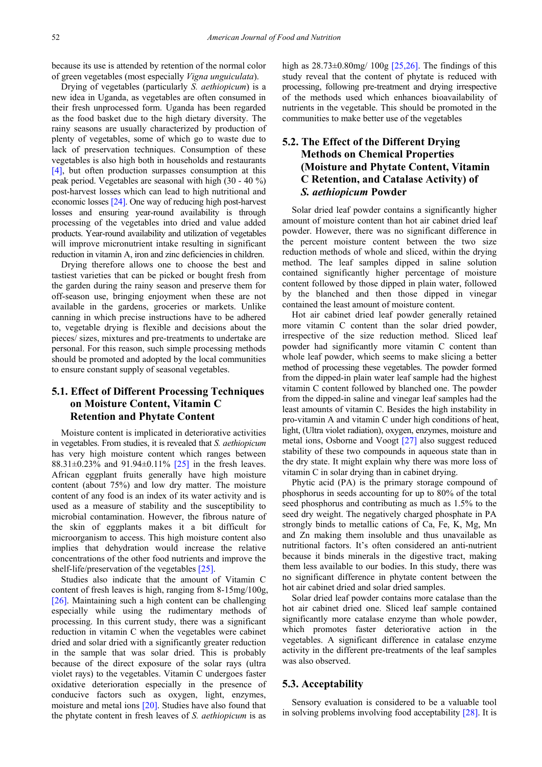because its use is attended by retention of the normal color of green vegetables (most especially *Vigna unguiculata*).

Drying of vegetables (particularly *S. aethiopicum*) is a new idea in Uganda, as vegetables are often consumed in their fresh unprocessed form. Uganda has been regarded as the food basket due to the high dietary diversity. The rainy seasons are usually characterized by production of plenty of vegetables, some of which go to waste due to lack of preservation techniques. Consumption of these vegetables is also high both in households and restaurants [4], but often production surpasses consumption at this peak period. Vegetables are seasonal with high (30 - 40 %) post-harvest losses which can lead to high nutritional and economic losses [24]. One way of reducing high post-harvest losses and ensuring year-round availability is through processing of the vegetables into dried and value added products. Year-round availability and utilization of vegetables will improve micronutrient intake resulting in significant reduction in vitamin A, iron and zinc deficiencies in children.

Drying therefore allows one to choose the best and tastiest varieties that can be picked or bought fresh from the garden during the rainy season and preserve them for off-season use, bringing enjoyment when these are not available in the gardens, groceries or markets. Unlike canning in which precise instructions have to be adhered to, vegetable drying is flexible and decisions about the pieces/ sizes, mixtures and pre-treatments to undertake are personal. For this reason, such simple processing methods should be promoted and adopted by the local communities to ensure constant supply of seasonal vegetables.

## 5.1. Effect of Different Processing Techniques on Moisture Content, Vitamin C Retention and Phytate Content

Moisture content is implicated in deteriorative activities in vegetables. From studies, it is revealed that *S. aethiopicum* has very high moisture content which ranges between 88.31±0.23% and 91.94±0.11% [25] in the fresh leaves. African eggplant fruits generally have high moisture content (about 75%) and low dry matter. The moisture content of any food is an index of its water activity and is used as a measure of stability and the susceptibility to microbial contamination. However, the fibrous nature of the skin of eggplants makes it a bit difficult for microorganism to access. This high moisture content also implies that dehydration would increase the relative concentrations of the other food nutrients and improve the shelf-life/preservation of the vegetables [25].

Studies also indicate that the amount of Vitamin C content of fresh leaves is high, ranging from 8-15mg/100g, [26]. Maintaining such a high content can be challenging especially while using the rudimentary methods of processing. In this current study, there was a significant reduction in vitamin C when the vegetables were cabinet dried and solar dried with a significantly greater reduction in the sample that was solar dried. This is probably because of the direct exposure of the solar rays (ultra violet rays) to the vegetables. Vitamin C undergoes faster oxidative deterioration especially in the presence of conducive factors such as oxygen, light, enzymes, moisture and metal ions [20]. Studies have also found that the phytate content in fresh leaves of *S. aethiopicum* is as high as 28.73±0.80mg/ 100g [25,26]. The findings of this study reveal that the content of phytate is reduced with processing, following pre-treatment and drying irrespective of the methods used which enhances bioavailability of nutrients in the vegetable. This should be promoted in the communities to make better use of the vegetables

## 5.2. The Effect of the Different Drying Methods on Chemical Properties (Moisture and Phytate Content, Vitamin C Retention, and Catalase Activity) of *S. aethiopicum* Powder

Solar dried leaf powder contains a significantly higher amount of moisture content than hot air cabinet dried leaf powder. However, there was no significant difference in the percent moisture content between the two size reduction methods of whole and sliced, within the drying method. The leaf samples dipped in saline solution contained significantly higher percentage of moisture content followed by those dipped in plain water, followed by the blanched and then those dipped in vinegar contained the least amount of moisture content.

Hot air cabinet dried leaf powder generally retained more vitamin C content than the solar dried powder, irrespective of the size reduction method. Sliced leaf powder had significantly more vitamin C content than whole leaf powder, which seems to make slicing a better method of processing these vegetables. The powder formed from the dipped-in plain water leaf sample had the highest vitamin C content followed by blanched one. The powder from the dipped-in saline and vinegar leaf samples had the least amounts of vitamin C. Besides the high instability in pro-vitamin A and vitamin C under high conditions of heat, light, (Ultra violet radiation), oxygen, enzymes, moisture and metal ions, Osborne and Voogt [27] also suggest reduced stability of these two compounds in aqueous state than in the dry state. It might explain why there was more loss of vitamin C in solar drying than in cabinet drying.

Phytic acid (PA) is the primary storage compound of phosphorus in seeds accounting for up to 80% of the total seed phosphorus and contributing as much as 1.5% to the seed dry weight. The negatively charged phosphate in PA strongly binds to metallic cations of Ca, Fe, K, Mg, Mn and Zn making them insoluble and thus unavailable as nutritional factors. It's often considered an anti-nutrient because it binds minerals in the digestive tract, making them less available to our bodies. In this study, there was no significant difference in phytate content between the hot air cabinet dried and solar dried samples.

Solar dried leaf powder contains more catalase than the hot air cabinet dried one. Sliced leaf sample contained significantly more catalase enzyme than whole powder, which promotes faster deteriorative action in the vegetables. A significant difference in catalase enzyme activity in the different pre-treatments of the leaf samples was also observed.

## 5.3. Acceptability

Sensory evaluation is considered to be a valuable tool in solving problems involving food acceptability [28]. It is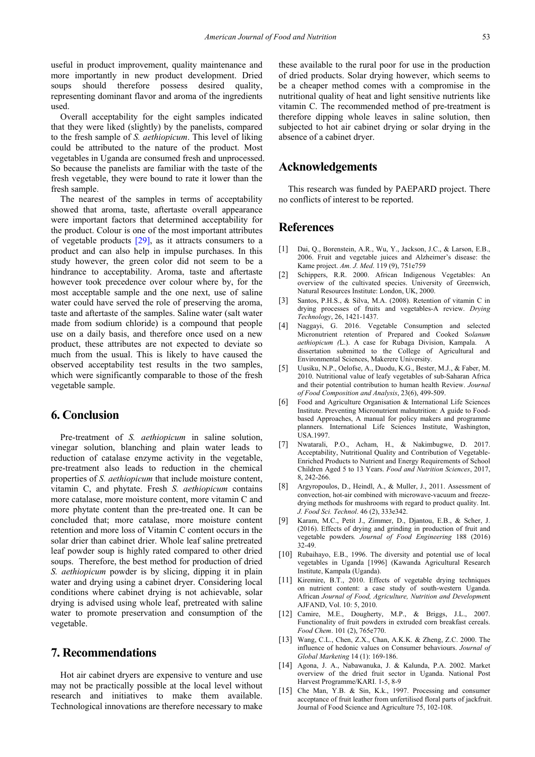useful in product improvement, quality maintenance and more importantly in new product development. Dried soups should therefore possess desired quality, representing dominant flavor and aroma of the ingredients used.

Overall acceptability for the eight samples indicated that they were liked (slightly) by the panelists, compared to the fresh sample of *S. aethiopicum*. This level of liking could be attributed to the nature of the product. Most vegetables in Uganda are consumed fresh and unprocessed. So because the panelists are familiar with the taste of the fresh vegetable, they were bound to rate it lower than the fresh sample.

The nearest of the samples in terms of acceptability showed that aroma, taste, aftertaste overall appearance were important factors that determined acceptability for the product. Colour is one of the most important attributes of vegetable products [29], as it attracts consumers to a product and can also help in impulse purchases. In this study however, the green color did not seem to be a hindrance to acceptability. Aroma, taste and aftertaste however took precedence over colour where by, for the most acceptable sample and the one next, use of saline water could have served the role of preserving the aroma, taste and aftertaste of the samples. Saline water (salt water made from sodium chloride) is a compound that people use on a daily basis, and therefore once used on a new product, these attributes are not expected to deviate so much from the usual. This is likely to have caused the observed acceptability test results in the two samples, which were significantly comparable to those of the fresh vegetable sample.

## 6. Conclusion

Pre-treatment of *S. aethiopicum* in saline solution, vinegar solution, blanching and plain water leads to reduction of catalase enzyme activity in the vegetable, pre-treatment also leads to reduction in the chemical properties of *S. aethiopicum* that include moisture content, vitamin C, and phytate. Fresh *S. aethiopicum* contains more catalase, more moisture content, more vitamin C and more phytate content than the pre-treated one. It can be concluded that; more catalase, more moisture content retention and more loss of Vitamin C content occurs in the solar drier than cabinet drier. Whole leaf saline pretreated leaf powder soup is highly rated compared to other dried soups. Therefore, the best method for production of dried *S. aethiopicum* powder is by slicing, dipping it in plain water and drying using a cabinet dryer. Considering local conditions where cabinet drying is not achievable, solar drying is advised using whole leaf, pretreated with saline water to promote preservation and consumption of the vegetable.

## 7. Recommendations

Hot air cabinet dryers are expensive to venture and use may not be practically possible at the local level without research and initiatives to make them available. Technological innovations are therefore necessary to make these available to the rural poor for use in the production of dried products. Solar drying however, which seems to be a cheaper method comes with a compromise in the nutritional quality of heat and light sensitive nutrients like vitamin C. The recommended method of pre-treatment is therefore dipping whole leaves in saline solution, then subjected to hot air cabinet drying or solar drying in the absence of a cabinet dryer.

## Acknowledgements

This research was funded by PAEPARD project. There no conflicts of interest to be reported.

## References

[1] Dai, Q., Borenstein, A.R., Wu, Y., Jackson, J.C., & Larson, E.B., 2006. Fruit and vegetable juices and Alzheimer's disease: the Kame project. *Am. J. Med*. 119 (9), 751e759

[2] Schippers, R.R. 2000. African Indigenous Vegetables: An overview of the cultivated species. University of Greenwich, Natural Resources Institute: London, UK, 2000.

[3] Santos, P.H.S., & Silva, M.A. (2008). Retention of vitamin C in drying processes of fruits and vegetables-A review. *Drying Technology*, 26, 1421-1437.

[4] Naggayi, G. 2016. Vegetable Consumption and selected Micronutrient retention of Prepared and Cooked S*olanum aethiopicum (*L.). A case for Rubaga Division, Kampala. A dissertation submitted to the College of Agricultural and Environmental Sciences, Makerere University.

[5] Uusiku, N.P., Oelofse, A., Duodu, K.G., Bester, M.J., & Faber, M. 2010. Nutritional value of leafy vegetables of sub-Saharan Africa and their potential contribution to human health Review. *Journal of Food Composition and Analysis*, 23(6), 499-509.

[6] Food and Agriculture Organisation & International Life Sciences Institute. Preventing Micronutrient malnutrition: A guide to Food-based Approaches, A manual for policy makers and programme planners. International Life Sciences Institute, Washington, USA.1997.

[7] Nwatarali, P.O., Acham, H., & Nakimbugwe, D. 2017. Acceptability, Nutritional Quality and Contribution of Vegetable-Enriched Products to Nutrient and Energy Requirements of School Children Aged 5 to 13 Years. *Food and Nutrition Sciences*, 2017, 8, 242-266.

[8] Argyropoulos, D., Heindl, A., & Muller, J., 2011. Assessment of convection, hot-air combined with microwave-vacuum and freeze-drying methods for mushrooms with regard to product quality. Int. *J. Food Sci. Technol*. 46 (2), 333e342.

[9] Karam, M.C., Petit J., Zimmer, D., Djantou, E.B., & Scher, J. (2016). Effects of drying and grinding in production of fruit and vegetable powders. *Journal of Food Engineering* 188 (2016) 32-49.

[10] Rubaihayo, E.B., 1996. The diversity and potential use of local vegetables in Uganda [1996] (Kawanda Agricultural Research Institute, Kampala (Uganda).

[11] Kiremire, B.T., 2010. Effects of vegetable drying techniques on nutrient content: a case study of south-western Uganda. African *Journal of Food, Agriculture, Nutrition and Developme*nt AJFAND, Vol. 10: 5, 2010.

[12] Camire, M.E., Dougherty, M.P., & Briggs, J.L., 2007. Functionality of fruit powders in extruded corn breakfast cereals. *Food Chem*. 101 (2), 765e770.

[13] Wang, C.L., Chen, Z.X., Chan, A.K.K. & Zheng, Z.C. 2000. The influence of hedonic values on Consumer behaviours. *Journal of Global Marketing* 14 (1): 169-186.

[14] Agona, J. A., Nabawanuka, J. & Kalunda, P.A. 2002. Market overview of the dried fruit sector in Uganda. National Post Harvest Programme/KARI. 1-5, 8-9

[15] Che Man, Y.B. & Sin, K.k., 1997. Processing and consumer acceptance of fruit leather from unfertilised floral parts of jackfruit. Journal of Food Science and Agriculture 75, 102-108.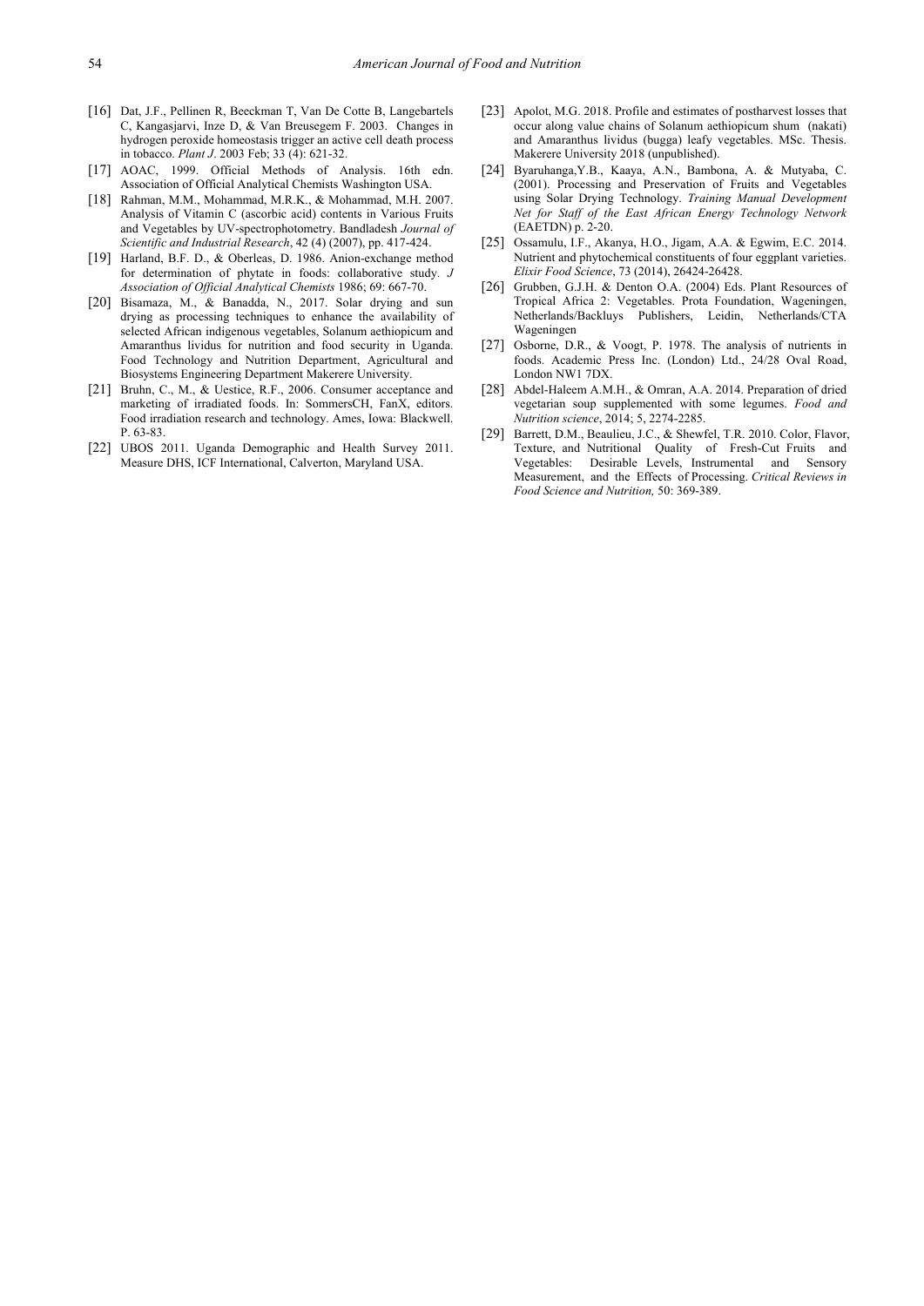[16] Dat, J.F., Pellinen R, Beeckman T, Van De Cotte B, Langebartels C, Kangasjarvi, Inze D, & Van Breusegem F. 2003. Changes in hydrogen peroxide homeostasis trigger an active cell death process in tobacco. *Plant J*. 2003 Feb; 33 (4): 621-32.

[17] AOAC, 1999. Official Methods of Analysis. 16th edn. Association of Official Analytical Chemists Washington USA.

[18] Rahman, M.M., Mohammad, M.R.K., & Mohammad, M.H. 2007. Analysis of Vitamin C (ascorbic acid) contents in Various Fruits and Vegetables by UV-spectrophotometry. Bandladesh *Journal of Scientific and Industrial Research*, 42 (4) (2007), pp. 417-424.

[19] Harland, B.F. D., & Oberleas, D. 1986. Anion-exchange method for determination of phytate in foods: collaborative study. *J Association of Official Analytical Chemists* 1986; 69: 667-70.

[20] Bisamaza, M., & Banadda, N., 2017. Solar drying and sun drying as processing techniques to enhance the availability of selected African indigenous vegetables, Solanum aethiopicum and Amaranthus lividus for nutrition and food security in Uganda. Food Technology and Nutrition Department, Agricultural and Biosystems Engineering Department Makerere University.

[21] Bruhn, C., M., & Uestice, R.F., 2006. Consumer acceptance and marketing of irradiated foods. In: SommersCH, FanX, editors. Food irradiation research and technology. Ames, Iowa: Blackwell. P. 63-83.

[22] UBOS 2011. Uganda Demographic and Health Survey 2011. Measure DHS, ICF International, Calverton, Maryland USA.

[23] Apolot, M.G. 2018. Profile and estimates of postharvest losses that occur along value chains of Solanum aethiopicum shum (nakati) and Amaranthus lividus (bugga) leafy vegetables. MSc. Thesis. Makerere University 2018 (unpublished).

[24] Byaruhanga,Y.B., Kaaya, A.N., Bambona, A. & Mutyaba, C. (2001). Processing and Preservation of Fruits and Vegetables using Solar Drying Technology. *Training Manual Development Net for Staff of the East African Energy Technology Network* (EAETDN) p. 2-20.

[25] Ossamulu, I.F., Akanya, H.O., Jigam, A.A. & Egwim, E.C. 2014. Nutrient and phytochemical constituents of four eggplant varieties. *Elixir Food Science*, 73 (2014), 26424-26428.

[26] Grubben, G.J.H. & Denton O.A. (2004) Eds. Plant Resources of Tropical Africa 2: Vegetables. Prota Foundation, Wageningen, Netherlands/Backluys Publishers, Leidin, Netherlands/CTA Wageningen

[27] Osborne, D.R., & Voogt, P. 1978. The analysis of nutrients in foods. Academic Press Inc. (London) Ltd., 24/28 Oval Road, London NW1 7DX.

[28] Abdel-Haleem A.M.H., & Omran, A.A. 2014. Preparation of dried vegetarian soup supplemented with some legumes. *Food and Nutrition science*, 2014; 5, 2274-2285.

[29] Barrett, D.M., Beaulieu, J.C., & Shewfel, T.R. 2010. Color, Flavor, Texture, and Nutritional Quality of Fresh-Cut Fruits and Vegetables: Desirable Levels, Instrumental and Sensory Measurement, and the Effects of Processing. *Critical Reviews in Food Science and Nutrition,* 50: 369-389.